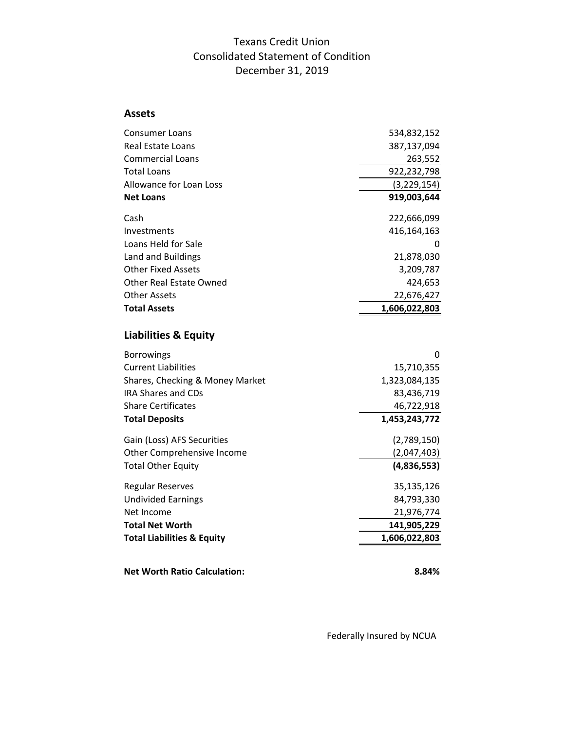# Texans Credit Union
## Consolidated Statement of Condition
### December 31, 2019

### Assets

| | |
|---|---:|
| Consumer Loans | 534,832,152 |
| Real Estate Loans | 387,137,094 |
| Commercial Loans | 263,552 |
| Total Loans | 922,232,798 |
| Allowance for Loan Loss | (3,229,154) |
| **Net Loans** | **919,003,644** |
| Cash | 222,666,099 |
| Investments | 416,164,163 |
| Loans Held for Sale | 0 |
| Land and Buildings | 21,878,030 |
| Other Fixed Assets | 3,209,787 |
| Other Real Estate Owned | 424,653 |
| Other Assets | 22,676,427 |
| **Total Assets** | **1,606,022,803** |

### Liabilities & Equity

| | |
|---|---:|
| Borrowings | 0 |
| Current Liabilities | 15,710,355 |
| Shares, Checking & Money Market | 1,323,084,135 |
| IRA Shares and CDs | 83,436,719 |
| Share Certificates | 46,722,918 |
| **Total Deposits** | **1,453,243,772** |
| Gain (Loss) AFS Securities | (2,789,150) |
| Other Comprehensive Income | (2,047,403) |
| Total Other Equity | **(4,836,553)** |
| Regular Reserves | 35,135,126 |
| Undivided Earnings | 84,793,330 |
| Net Income | 21,976,774 |
| **Total Net Worth** | **141,905,229** |
| **Total Liabilities & Equity** | **1,606,022,803** |

**Net Worth Ratio Calculation:** **8.84%**

Federally Insured by NCUA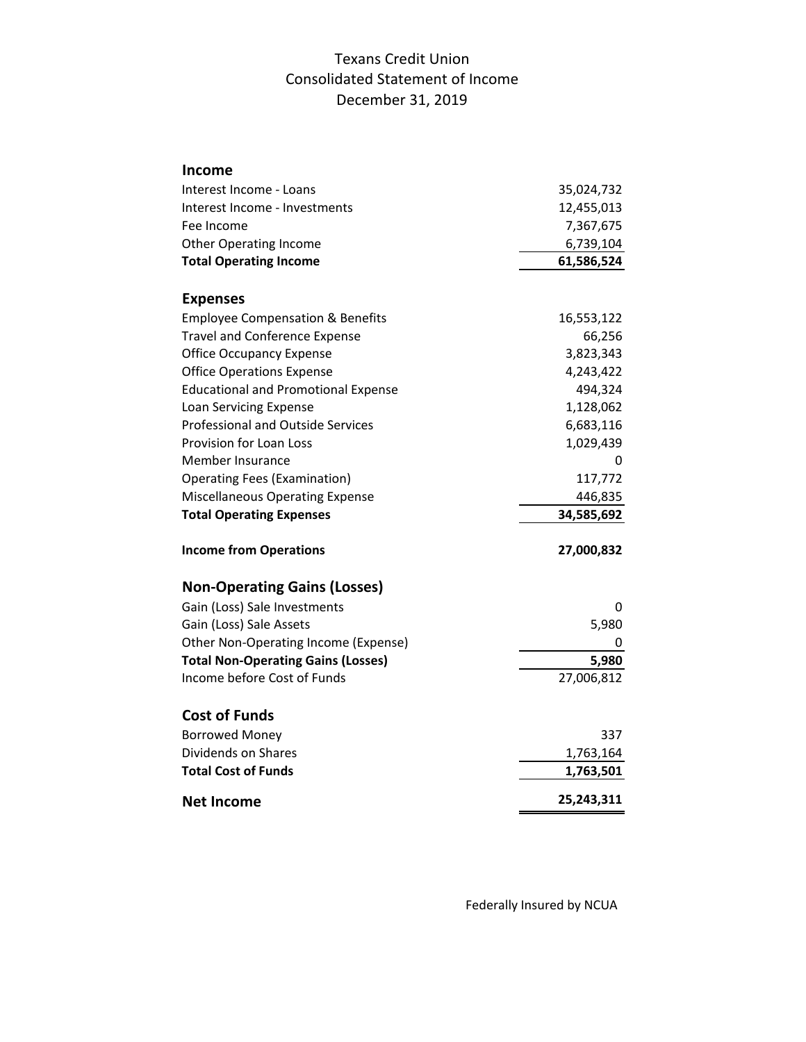# Texans Credit Union
## Consolidated Statement of Income
## December 31, 2019

| | |
|---|---:|
| **Income** | |
| Interest Income - Loans | 35,024,732 |
| Interest Income - Investments | 12,455,013 |
| Fee Income | 7,367,675 |
| Other Operating Income | 6,739,104 |
| **Total Operating Income** | **61,586,524** |
| | |
| **Expenses** | |
| Employee Compensation & Benefits | 16,553,122 |
| Travel and Conference Expense | 66,256 |
| Office Occupancy Expense | 3,823,343 |
| Office Operations Expense | 4,243,422 |
| Educational and Promotional Expense | 494,324 |
| Loan Servicing Expense | 1,128,062 |
| Professional and Outside Services | 6,683,116 |
| Provision for Loan Loss | 1,029,439 |
| Member Insurance | 0 |
| Operating Fees (Examination) | 117,772 |
| Miscellaneous Operating Expense | 446,835 |
| **Total Operating Expenses** | **34,585,692** |
| | |
| **Income from Operations** | **27,000,832** |
| | |
| **Non-Operating Gains (Losses)** | |
| Gain (Loss) Sale Investments | 0 |
| Gain (Loss) Sale Assets | 5,980 |
| Other Non-Operating Income (Expense) | 0 |
| **Total Non-Operating Gains (Losses)** | **5,980** |
| Income before Cost of Funds | 27,006,812 |
| | |
| **Cost of Funds** | |
| Borrowed Money | 337 |
| Dividends on Shares | 1,763,164 |
| **Total Cost of Funds** | **1,763,501** |
| | |
| **Net Income** | **25,243,311** |

Federally Insured by NCUA